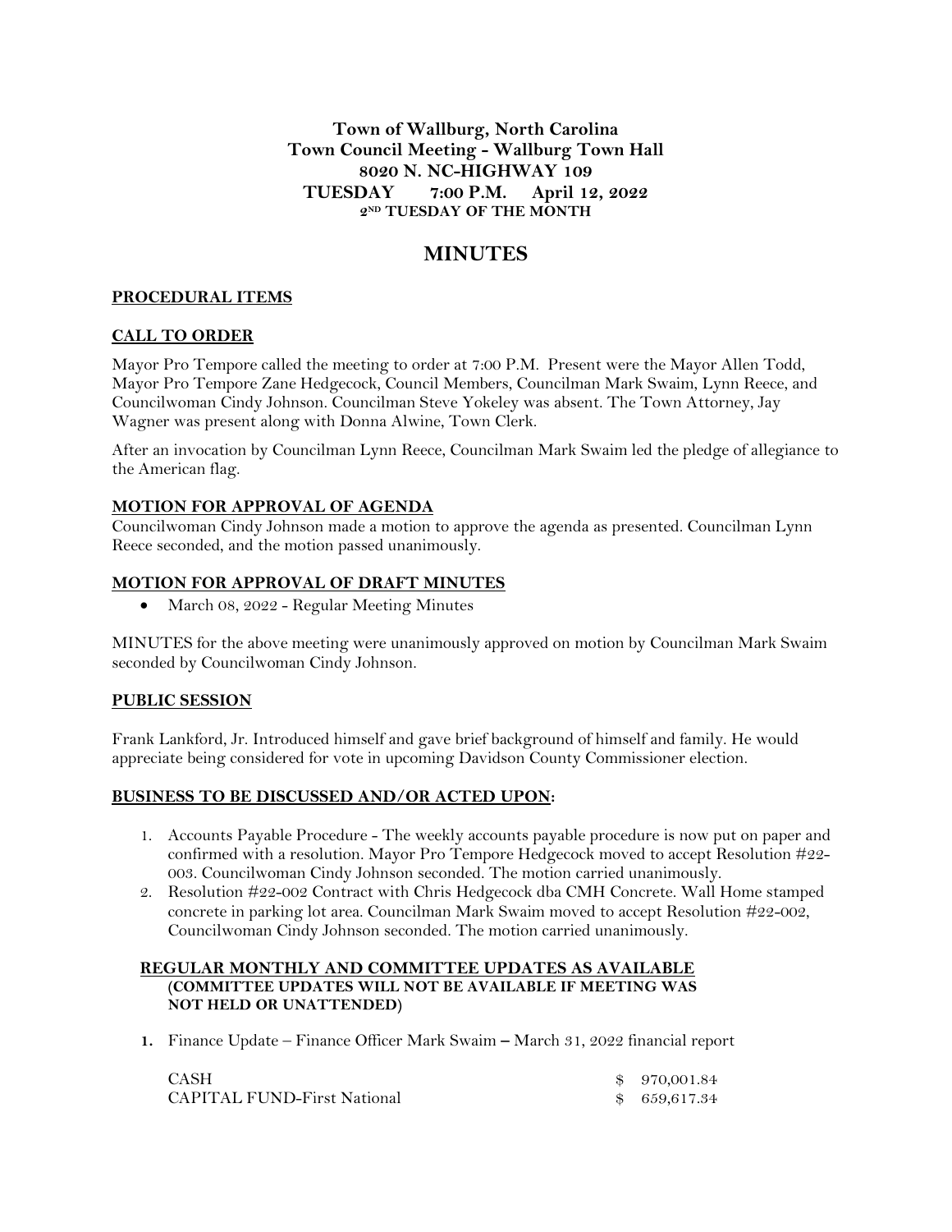# Town of Wallburg, North Carolina
## Town Council Meeting - Wallburg Town Hall
## 8020 N. NC-HIGHWAY 109
## TUESDAY 7:00 P.M. April 12, 2022
### 2ND TUESDAY OF THE MONTH

# MINUTES

## PROCEDURAL ITEMS

## CALL TO ORDER

Mayor Pro Tempore called the meeting to order at 7:00 P.M. Present were the Mayor Allen Todd, Mayor Pro Tempore Zane Hedgecock, Council Members, Councilman Mark Swaim, Lynn Reece, and Councilwoman Cindy Johnson. Councilman Steve Yokeley was absent. The Town Attorney, Jay Wagner was present along with Donna Alwine, Town Clerk.

After an invocation by Councilman Lynn Reece, Councilman Mark Swaim led the pledge of allegiance to the American flag.

## MOTION FOR APPROVAL OF AGENDA

Councilwoman Cindy Johnson made a motion to approve the agenda as presented. Councilman Lynn Reece seconded, and the motion passed unanimously.

## MOTION FOR APPROVAL OF DRAFT MINUTES

- March 08, 2022 - Regular Meeting Minutes

MINUTES for the above meeting were unanimously approved on motion by Councilman Mark Swaim seconded by Councilwoman Cindy Johnson.

## PUBLIC SESSION

Frank Lankford, Jr. Introduced himself and gave brief background of himself and family. He would appreciate being considered for vote in upcoming Davidson County Commissioner election.

## BUSINESS TO BE DISCUSSED AND/OR ACTED UPON:

1. Accounts Payable Procedure - The weekly accounts payable procedure is now put on paper and confirmed with a resolution. Mayor Pro Tempore Hedgecock moved to accept Resolution #22-003. Councilwoman Cindy Johnson seconded. The motion carried unanimously.
2. Resolution #22-002 Contract with Chris Hedgecock dba CMH Concrete. Wall Home stamped concrete in parking lot area. Councilman Mark Swaim moved to accept Resolution #22-002, Councilwoman Cindy Johnson seconded. The motion carried unanimously.

## REGULAR MONTHLY AND COMMITTEE UPDATES AS AVAILABLE
**(COMMITTEE UPDATES WILL NOT BE AVAILABLE IF MEETING WAS NOT HELD OR UNATTENDED)**

1. Finance Update – Finance Officer Mark Swaim – March 31, 2022 financial report

| | |
|---|---|
| CASH | $ 970,001.84 |
| CAPITAL FUND-First National | $ 659,617.34 |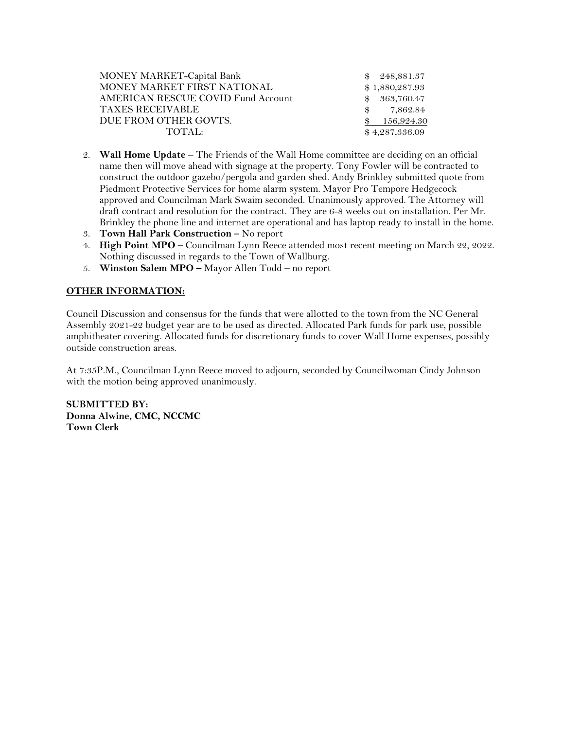| | |
|---|---|
| MONEY MARKET-Capital Bank | $ 248,881.37 |
| MONEY MARKET FIRST NATIONAL | $ 1,880,287.93 |
| AMERICAN RESCUE COVID Fund Account | $ 363,760.47 |
| TAXES RECEIVABLE | $ 7,862.84 |
| DUE FROM OTHER GOVTS. | $ 156,924.30 |
| TOTAL: | $ 4,287,336.09 |

2. **Wall Home Update –** The Friends of the Wall Home committee are deciding on an official name then will move ahead with signage at the property. Tony Fowler will be contracted to construct the outdoor gazebo/pergola and garden shed. Andy Brinkley submitted quote from Piedmont Protective Services for home alarm system. Mayor Pro Tempore Hedgecock approved and Councilman Mark Swaim seconded. Unanimously approved. The Attorney will draft contract and resolution for the contract. They are 6-8 weeks out on installation. Per Mr. Brinkley the phone line and internet are operational and has laptop ready to install in the home.
3. **Town Hall Park Construction –** No report
4. **High Point MPO** – Councilman Lynn Reece attended most recent meeting on March 22, 2022. Nothing discussed in regards to the Town of Wallburg.
5. **Winston Salem MPO –** Mayor Allen Todd – no report

**OTHER INFORMATION:**

Council Discussion and consensus for the funds that were allotted to the town from the NC General Assembly 2021-22 budget year are to be used as directed. Allocated Park funds for park use, possible amphitheater covering. Allocated funds for discretionary funds to cover Wall Home expenses, possibly outside construction areas.

At 7:35P.M., Councilman Lynn Reece moved to adjourn, seconded by Councilwoman Cindy Johnson with the motion being approved unanimously.

**SUBMITTED BY:**
**Donna Alwine, CMC, NCCMC**
**Town Clerk**